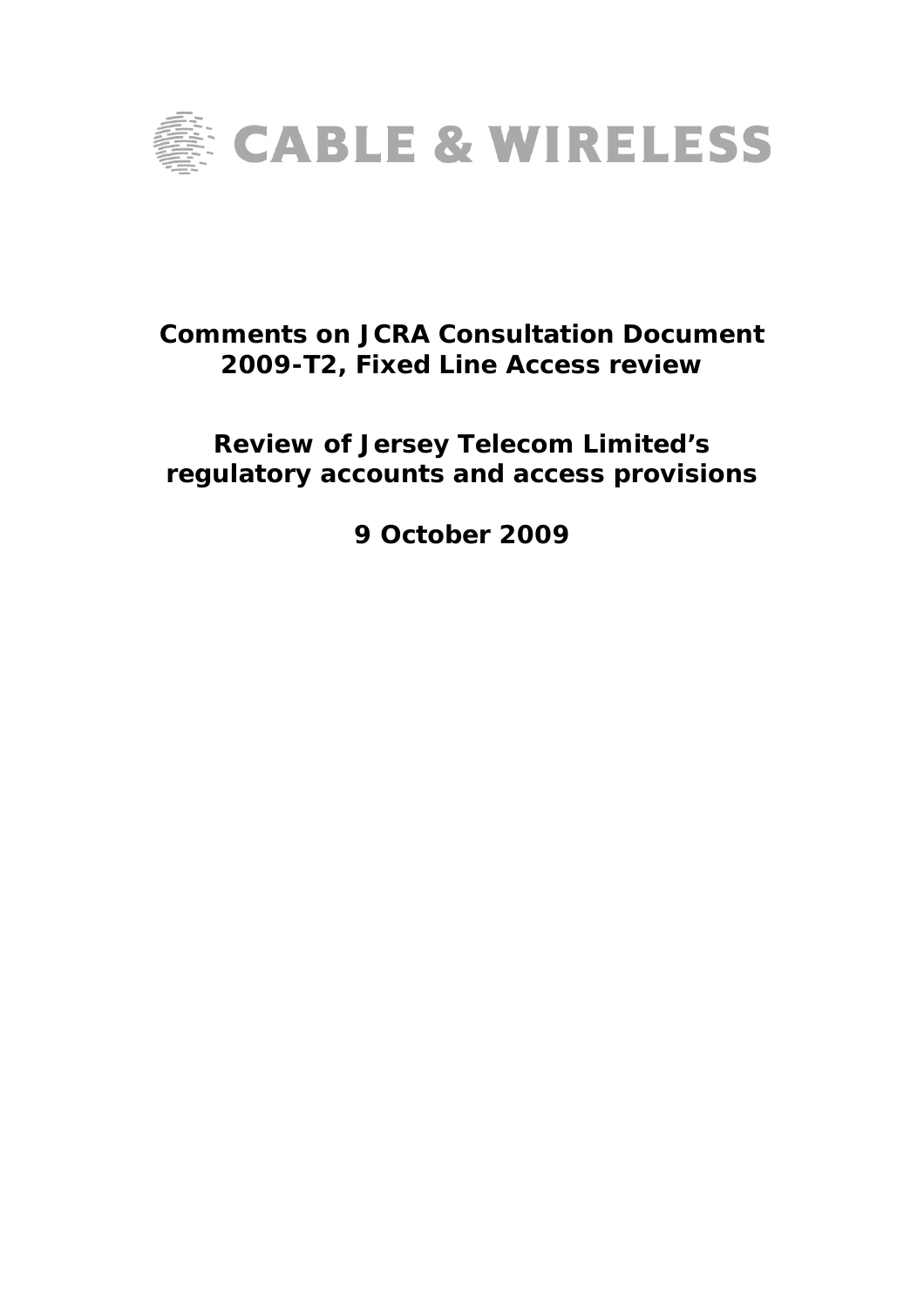CABLE & WIRELESS

# Comments on JCRA Consultation Document 2009-T2, Fixed Line Access review

## Review of Jersey Telecom Limited's regulatory accounts and access provisions

**9 October 2009**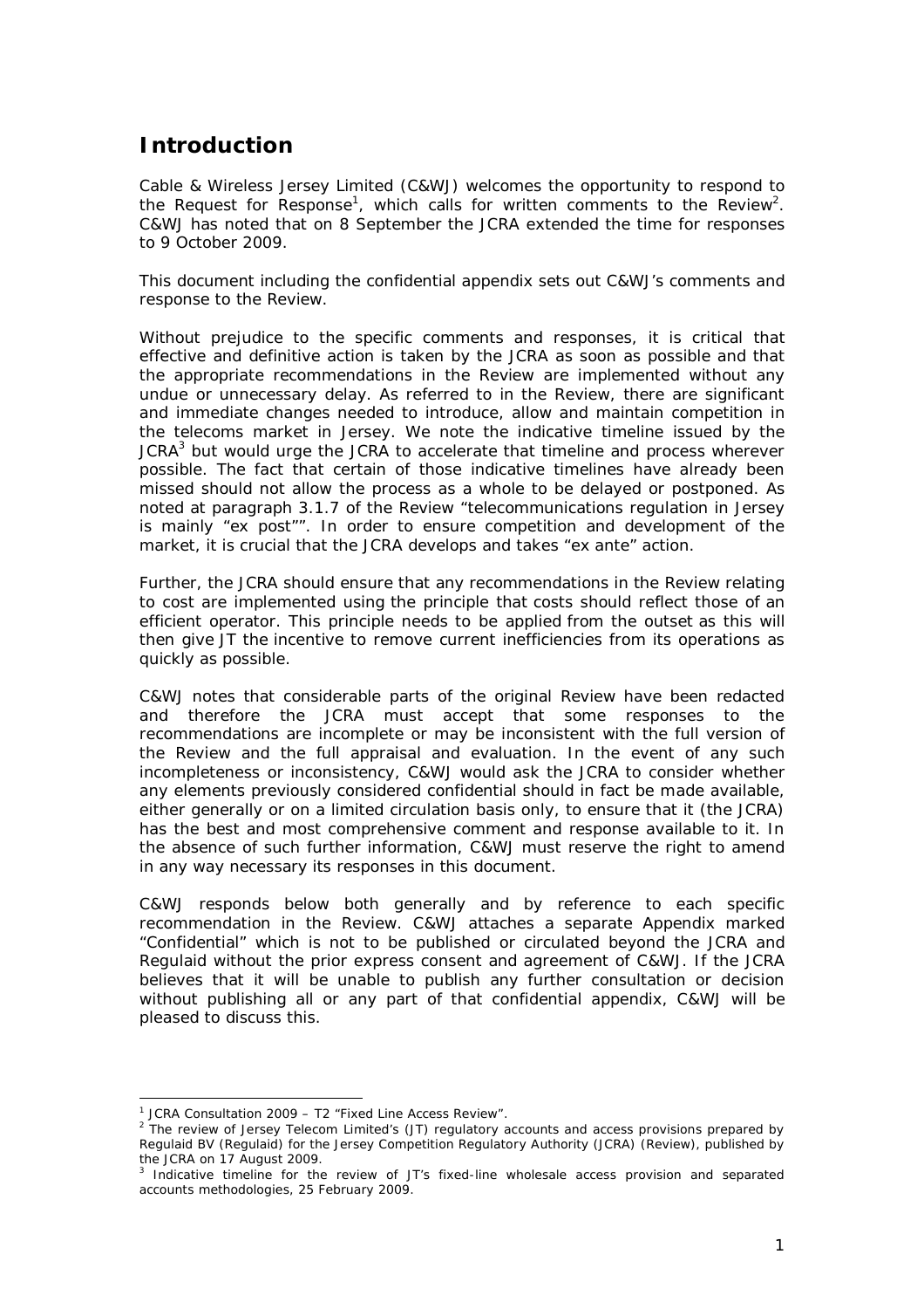## Introduction

Cable & Wireless Jersey Limited (C&WJ) welcomes the opportunity to respond to the Request for Response[1], which calls for written comments to the Review[2]. C&WJ has noted that on 8 September the JCRA extended the time for responses to 9 October 2009.

This document including the confidential appendix sets out C&WJ's comments and response to the Review.

Without prejudice to the specific comments and responses, it is critical that effective and definitive action is taken by the JCRA as soon as possible and that the appropriate recommendations in the Review are implemented without any undue or unnecessary delay. As referred to in the Review, there are significant and immediate changes needed to introduce, allow and maintain competition in the telecoms market in Jersey. We note the indicative timeline issued by the JCRA[3] but would urge the JCRA to accelerate that timeline and process wherever possible. The fact that certain of those indicative timelines have already been missed should not allow the process as a whole to be delayed or postponed. As noted at paragraph 3.1.7 of the Review "telecommunications regulation in Jersey is mainly "ex post"". In order to ensure competition and development of the market, it is crucial that the JCRA develops and takes "ex ante" action.

Further, the JCRA should ensure that any recommendations in the Review relating to cost are implemented using the principle that costs should reflect those of an efficient operator. This principle needs to be applied from the outset as this will then give JT the incentive to remove current inefficiencies from its operations as quickly as possible.

C&WJ notes that considerable parts of the original Review have been redacted and therefore the JCRA must accept that some responses to the recommendations are incomplete or may be inconsistent with the full version of the Review and the full appraisal and evaluation. In the event of any such incompleteness or inconsistency, C&WJ would ask the JCRA to consider whether any elements previously considered confidential should in fact be made available, either generally or on a limited circulation basis only, to ensure that it (the JCRA) has the best and most comprehensive comment and response available to it. In the absence of such further information, C&WJ must reserve the right to amend in any way necessary its responses in this document.

C&WJ responds below both generally and by reference to each specific recommendation in the Review. C&WJ attaches a separate Appendix marked "Confidential" which is not to be published or circulated beyond the JCRA and Regulaid without the prior express consent and agreement of C&WJ. If the JCRA believes that it will be unable to publish any further consultation or decision without publishing all or any part of that confidential appendix, C&WJ will be pleased to discuss this.

---

[1] JCRA Consultation 2009 – T2 "Fixed Line Access Review".

[2] The review of Jersey Telecom Limited's (JT) regulatory accounts and access provisions prepared by Regulaid BV (Regulaid) for the Jersey Competition Regulatory Authority (JCRA) (Review), published by the JCRA on 17 August 2009.

[3] Indicative timeline for the review of JT's fixed-line wholesale access provision and separated accounts methodologies, 25 February 2009.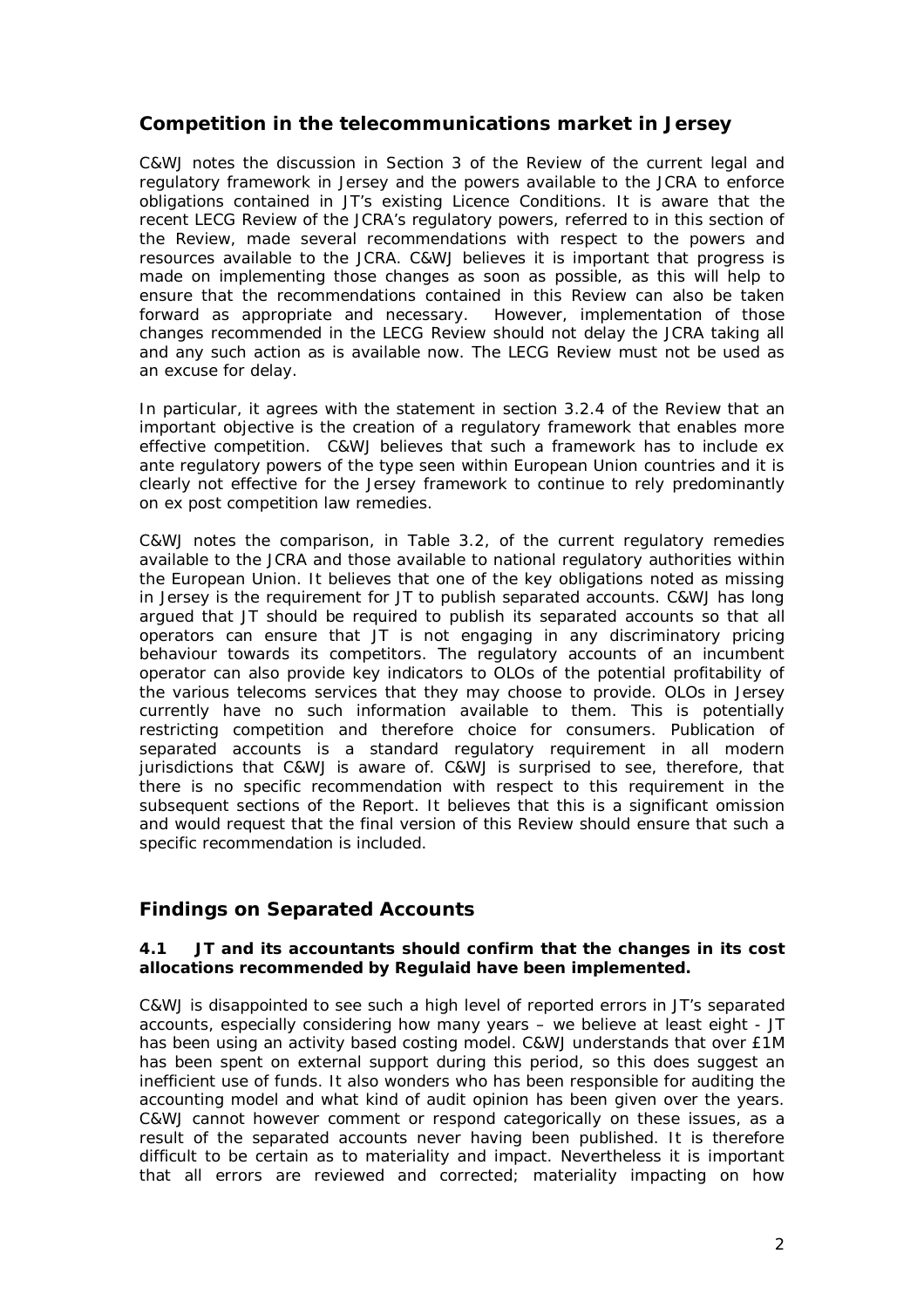## Competition in the telecommunications market in Jersey

C&WJ notes the discussion in Section 3 of the Review of the current legal and regulatory framework in Jersey and the powers available to the JCRA to enforce obligations contained in JT's existing Licence Conditions. It is aware that the recent LECG Review of the JCRA's regulatory powers, referred to in this section of the Review, made several recommendations with respect to the powers and resources available to the JCRA. C&WJ believes it is important that progress is made on implementing those changes as soon as possible, as this will help to ensure that the recommendations contained in this Review can also be taken forward as appropriate and necessary. However, implementation of those changes recommended in the LECG Review should not delay the JCRA taking all and any such action as is available now. The LECG Review must not be used as an excuse for delay.

In particular, it agrees with the statement in section 3.2.4 of the Review that an important objective is the creation of a regulatory framework that enables more effective competition. C&WJ believes that such a framework has to include ex ante regulatory powers of the type seen within European Union countries and it is clearly not effective for the Jersey framework to continue to rely predominantly on ex post competition law remedies.

C&WJ notes the comparison, in Table 3.2, of the current regulatory remedies available to the JCRA and those available to national regulatory authorities within the European Union. It believes that one of the key obligations noted as missing in Jersey is the requirement for JT to publish separated accounts. C&WJ has long argued that JT should be required to publish its separated accounts so that all operators can ensure that JT is not engaging in any discriminatory pricing behaviour towards its competitors. The regulatory accounts of an incumbent operator can also provide key indicators to OLOs of the potential profitability of the various telecoms services that they may choose to provide. OLOs in Jersey currently have no such information available to them. This is potentially restricting competition and therefore choice for consumers. Publication of separated accounts is a standard regulatory requirement in all modern jurisdictions that C&WJ is aware of. C&WJ is surprised to see, therefore, that there is no specific recommendation with respect to this requirement in the subsequent sections of the Report. It believes that this is a significant omission and would request that the final version of this Review should ensure that such a specific recommendation is included.

## Findings on Separated Accounts

**4.1 JT and its accountants should confirm that the changes in its cost allocations recommended by Regulaid have been implemented.**

C&WJ is disappointed to see such a high level of reported errors in JT's separated accounts, especially considering how many years – we believe at least eight - JT has been using an activity based costing model. C&WJ understands that over £1M has been spent on external support during this period, so this does suggest an inefficient use of funds. It also wonders who has been responsible for auditing the accounting model and what kind of audit opinion has been given over the years. C&WJ cannot however comment or respond categorically on these issues, as a result of the separated accounts never having been published. It is therefore difficult to be certain as to materiality and impact. Nevertheless it is important that all errors are reviewed and corrected; materiality impacting on how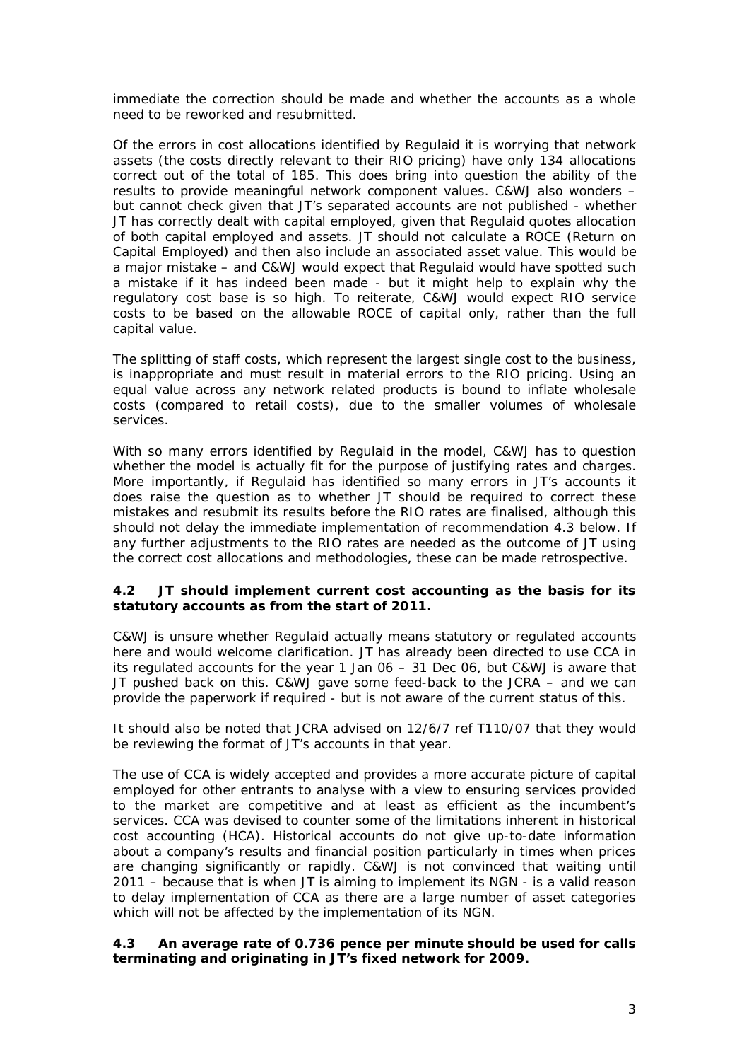immediate the correction should be made and whether the accounts as a whole need to be reworked and resubmitted.

Of the errors in cost allocations identified by Regulaid it is worrying that network assets (the costs directly relevant to their RIO pricing) have only 134 allocations correct out of the total of 185. This does bring into question the ability of the results to provide meaningful network component values. C&WJ also wonders – but cannot check given that JT's separated accounts are not published - whether JT has correctly dealt with capital employed, given that Regulaid quotes allocation of both capital employed and assets. JT should not calculate a ROCE (Return on Capital Employed) and then also include an associated asset value. This would be a major mistake – and C&WJ would expect that Regulaid would have spotted such a mistake if it has indeed been made - but it might help to explain why the regulatory cost base is so high. To reiterate, C&WJ would expect RIO service costs to be based on the allowable ROCE of capital only, rather than the full capital value.

The splitting of staff costs, which represent the largest single cost to the business, is inappropriate and must result in material errors to the RIO pricing. Using an equal value across any network related products is bound to inflate wholesale costs (compared to retail costs), due to the smaller volumes of wholesale services.

With so many errors identified by Regulaid in the model, C&WJ has to question whether the model is actually fit for the purpose of justifying rates and charges. More importantly, if Regulaid has identified so many errors in JT's accounts it does raise the question as to whether JT should be required to correct these mistakes and resubmit its results before the RIO rates are finalised, although this should not delay the immediate implementation of recommendation 4.3 below. If any further adjustments to the RIO rates are needed as the outcome of JT using the correct cost allocations and methodologies, these can be made retrospective.

**4.2 JT should implement current cost accounting as the basis for its statutory accounts as from the start of 2011.**

C&WJ is unsure whether Regulaid actually means statutory or regulated accounts here and would welcome clarification. JT has already been directed to use CCA in its regulated accounts for the year 1 Jan 06 – 31 Dec 06, but C&WJ is aware that JT pushed back on this. C&WJ gave some feed-back to the JCRA – and we can provide the paperwork if required - but is not aware of the current status of this.

It should also be noted that JCRA advised on 12/6/7 ref T110/07 that they would be reviewing the format of JT's accounts in that year.

The use of CCA is widely accepted and provides a more accurate picture of capital employed for other entrants to analyse with a view to ensuring services provided to the market are competitive and at least as efficient as the incumbent's services. CCA was devised to counter some of the limitations inherent in historical cost accounting (HCA). Historical accounts do not give up-to-date information about a company's results and financial position particularly in times when prices are changing significantly or rapidly. C&WJ is not convinced that waiting until 2011 – because that is when JT is aiming to implement its NGN - is a valid reason to delay implementation of CCA as there are a large number of asset categories which will not be affected by the implementation of its NGN.

**4.3 An average rate of 0.736 pence per minute should be used for calls terminating and originating in JT's fixed network for 2009.**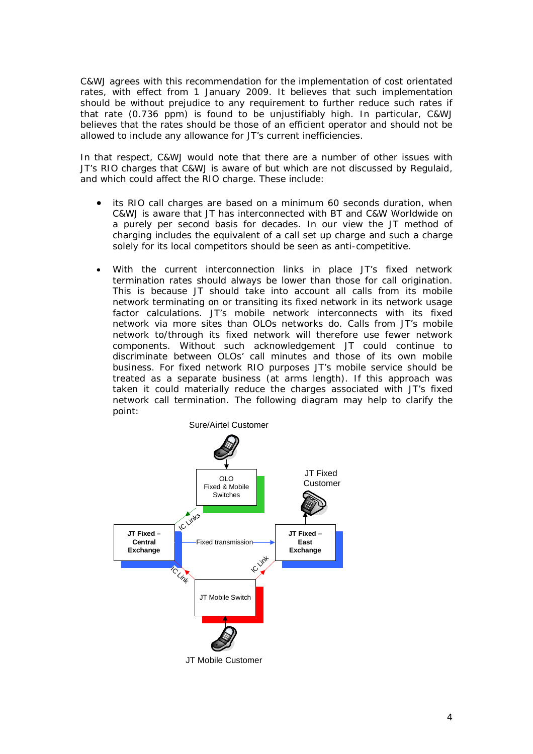C&WJ agrees with this recommendation for the implementation of cost orientated rates, with effect from 1 January 2009. It believes that such implementation should be without prejudice to any requirement to further reduce such rates if that rate (0.736 ppm) is found to be unjustifiably high. In particular, C&WJ believes that the rates should be those of an efficient operator and should not be allowed to include any allowance for JT's current inefficiencies.

In that respect, C&WJ would note that there are a number of other issues with JT's RIO charges that C&WJ is aware of but which are not discussed by Regulaid, and which could affect the RIO charge. These include:

- its RIO call charges are based on a minimum 60 seconds duration, when C&WJ is aware that JT has interconnected with BT and C&W Worldwide on a purely per second basis for decades. In our view the JT method of charging includes the equivalent of a call set up charge and such a charge solely for its local competitors should be seen as anti-competitive.

- With the current interconnection links in place JT's fixed network termination rates should always be lower than those for call origination. This is because JT should take into account all calls from its mobile network terminating on or transiting its fixed network in its network usage factor calculations. JT's mobile network interconnects with its fixed network via more sites than OLOs networks do. Calls from JT's mobile network to/through its fixed network will therefore use fewer network components. Without such acknowledgement JT could continue to discriminate between OLOs' call minutes and those of its own mobile business. For fixed network RIO purposes JT's mobile service should be treated as a separate business (at arms length). If this approach was taken it could materially reduce the charges associated with JT's fixed network call termination. The following diagram may help to clarify the point:

Sure/Airtel Customer

OLO Fixed & Mobile Switches

JT Fixed Customer

IC Links

JT Fixed – Central Exchange

Fixed transmission

JT Fixed – East Exchange

IC Link

IC Link

JT Mobile Switch

JT Mobile Customer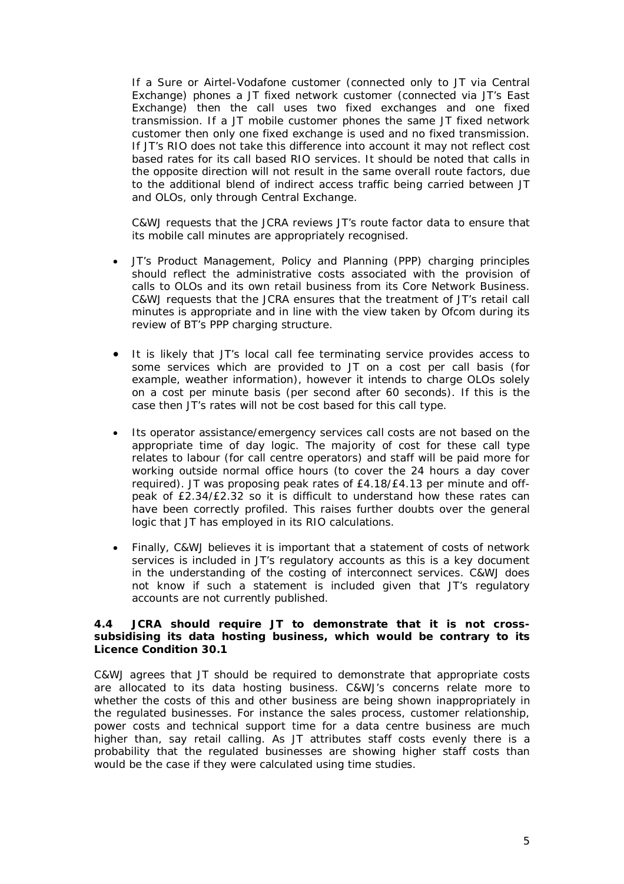If a Sure or Airtel-Vodafone customer (connected only to JT via Central Exchange) phones a JT fixed network customer (connected via JT's East Exchange) then the call uses two fixed exchanges and one fixed transmission. If a JT mobile customer phones the same JT fixed network customer then only one fixed exchange is used and no fixed transmission. If JT's RIO does not take this difference into account it may not reflect cost based rates for its call based RIO services. It should be noted that calls in the opposite direction will not result in the same overall route factors, due to the additional blend of indirect access traffic being carried between JT and OLOs, only through Central Exchange.

C&WJ requests that the JCRA reviews JT's route factor data to ensure that its mobile call minutes are appropriately recognised.

- JT's Product Management, Policy and Planning (PPP) charging principles should reflect the administrative costs associated with the provision of calls to OLOs and its own retail business from its Core Network Business. C&WJ requests that the JCRA ensures that the treatment of JT's retail call minutes is appropriate and in line with the view taken by Ofcom during its review of BT's PPP charging structure.

- It is likely that JT's local call fee terminating service provides access to some services which are provided to JT on a cost per call basis (for example, weather information), however it intends to charge OLOs solely on a cost per minute basis (per second after 60 seconds). If this is the case then JT's rates will not be cost based for this call type.

- Its operator assistance/emergency services call costs are not based on the appropriate time of day logic. The majority of cost for these call type relates to labour (for call centre operators) and staff will be paid more for working outside normal office hours (to cover the 24 hours a day cover required). JT was proposing peak rates of £4.18/£4.13 per minute and off-peak of £2.34/£2.32 so it is difficult to understand how these rates can have been correctly profiled. This raises further doubts over the general logic that JT has employed in its RIO calculations.

- Finally, C&WJ believes it is important that a statement of costs of network services is included in JT's regulatory accounts as this is a key document in the understanding of the costing of interconnect services. C&WJ does not know if such a statement is included given that JT's regulatory accounts are not currently published.

**4.4 JCRA should require JT to demonstrate that it is not cross-subsidising its data hosting business, which would be contrary to its Licence Condition 30.1**

C&WJ agrees that JT should be required to demonstrate that appropriate costs are allocated to its data hosting business. C&WJ's concerns relate more to whether the costs of this and other business are being shown inappropriately in the regulated businesses. For instance the sales process, customer relationship, power costs and technical support time for a data centre business are much higher than, say retail calling. As JT attributes staff costs evenly there is a probability that the regulated businesses are showing higher staff costs than would be the case if they were calculated using time studies.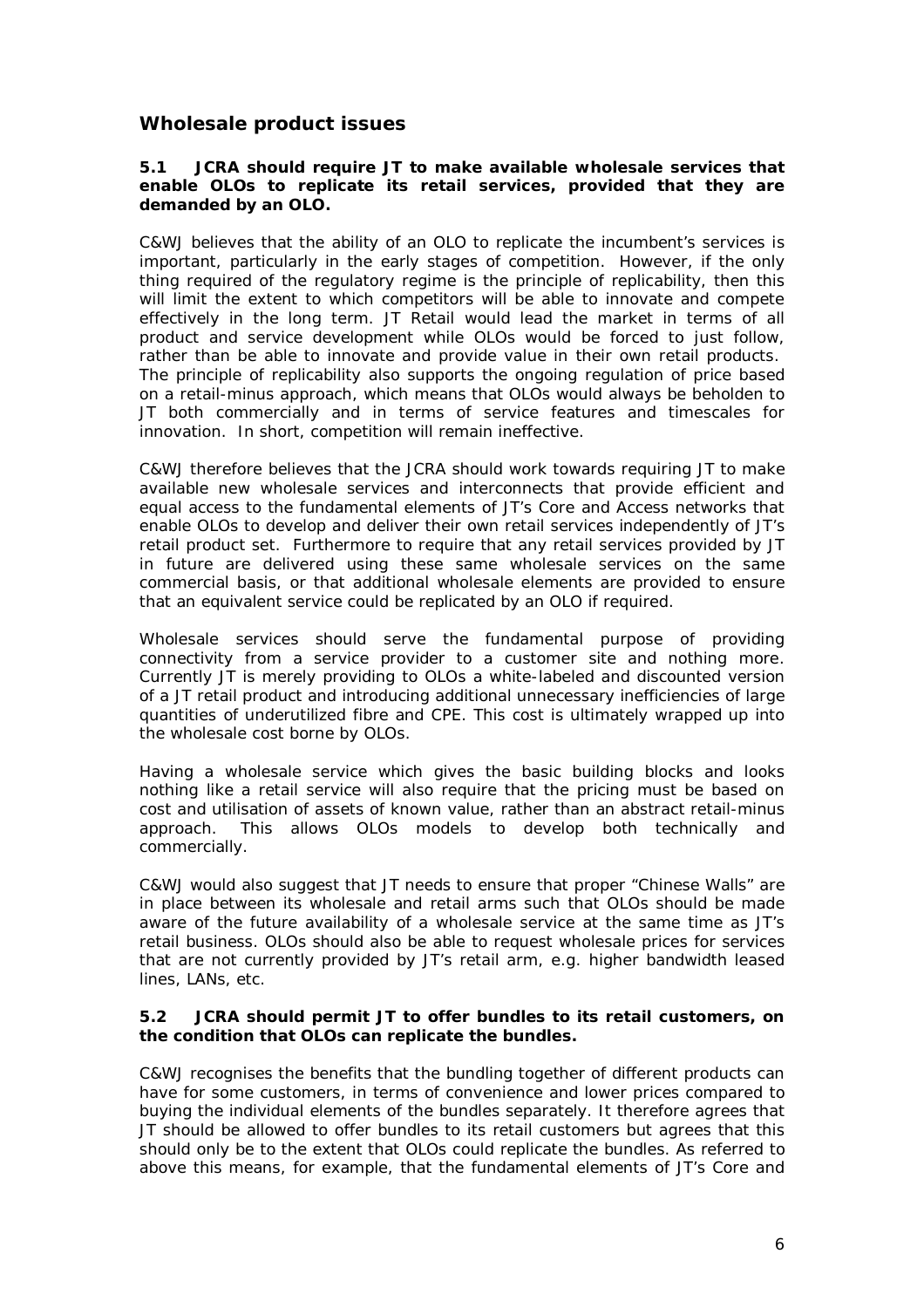## Wholesale product issues

**5.1 JCRA should require JT to make available wholesale services that enable OLOs to replicate its retail services, provided that they are demanded by an OLO.**

C&WJ believes that the ability of an OLO to replicate the incumbent's services is important, particularly in the early stages of competition. However, if the only thing required of the regulatory regime is the principle of replicability, then this will limit the extent to which competitors will be able to innovate and compete effectively in the long term. JT Retail would lead the market in terms of all product and service development while OLOs would be forced to just follow, rather than be able to innovate and provide value in their own retail products. The principle of replicability also supports the ongoing regulation of price based on a retail-minus approach, which means that OLOs would always be beholden to JT both commercially and in terms of service features and timescales for innovation. In short, competition will remain ineffective.

C&WJ therefore believes that the JCRA should work towards requiring JT to make available new wholesale services and interconnects that provide efficient and equal access to the fundamental elements of JT's Core and Access networks that enable OLOs to develop and deliver their own retail services independently of JT's retail product set. Furthermore to require that any retail services provided by JT in future are delivered using these same wholesale services on the same commercial basis, or that additional wholesale elements are provided to ensure that an equivalent service could be replicated by an OLO if required.

Wholesale services should serve the fundamental purpose of providing connectivity from a service provider to a customer site and nothing more. Currently JT is merely providing to OLOs a white-labeled and discounted version of a JT retail product and introducing additional unnecessary inefficiencies of large quantities of underutilized fibre and CPE. This cost is ultimately wrapped up into the wholesale cost borne by OLOs.

Having a wholesale service which gives the basic building blocks and looks nothing like a retail service will also require that the pricing must be based on cost and utilisation of assets of known value, rather than an abstract retail-minus approach. This allows OLOs models to develop both technically and commercially.

C&WJ would also suggest that JT needs to ensure that proper "Chinese Walls" are in place between its wholesale and retail arms such that OLOs should be made aware of the future availability of a wholesale service at the same time as JT's retail business. OLOs should also be able to request wholesale prices for services that are not currently provided by JT's retail arm, e.g. higher bandwidth leased lines, LANs, etc.

**5.2 JCRA should permit JT to offer bundles to its retail customers, on the condition that OLOs can replicate the bundles.**

C&WJ recognises the benefits that the bundling together of different products can have for some customers, in terms of convenience and lower prices compared to buying the individual elements of the bundles separately. It therefore agrees that JT should be allowed to offer bundles to its retail customers but agrees that this should only be to the extent that OLOs could replicate the bundles. As referred to above this means, for example, that the fundamental elements of JT's Core and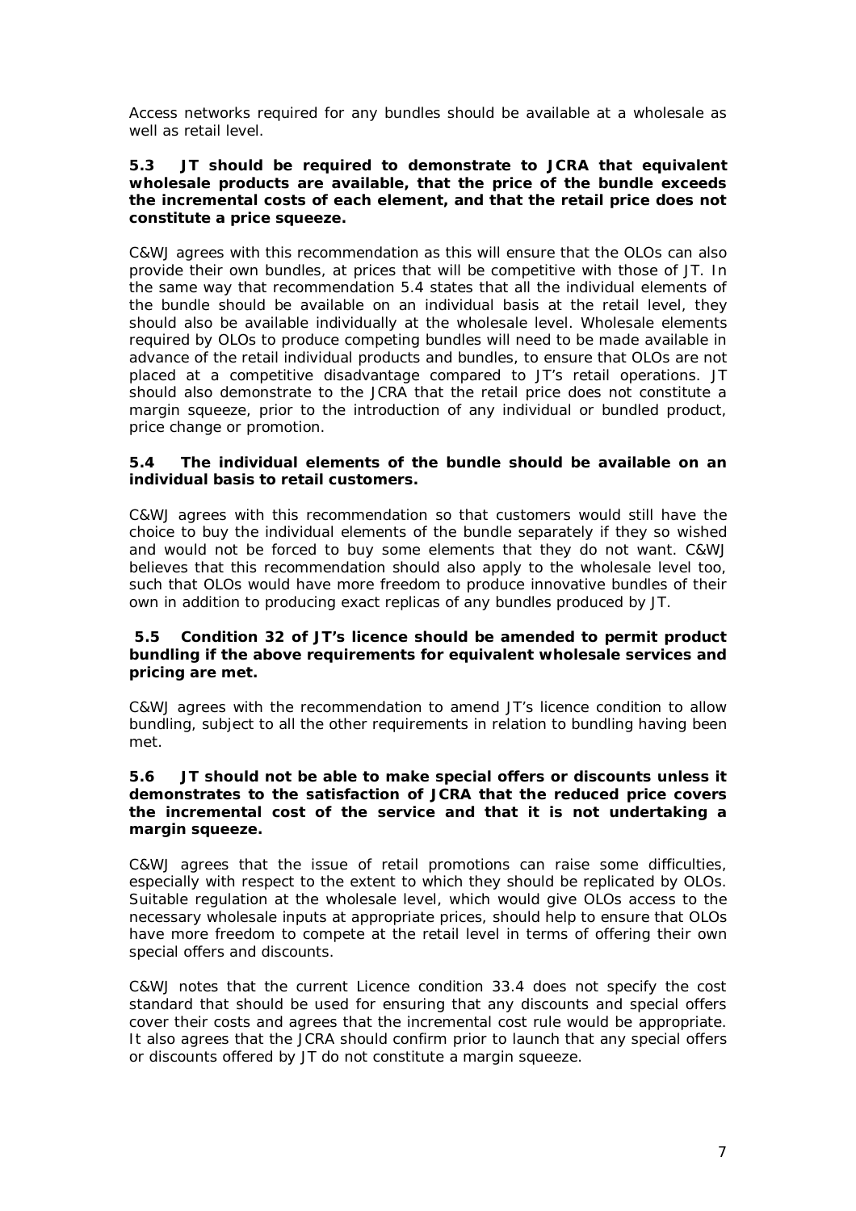Access networks required for any bundles should be available at a wholesale as well as retail level.

**5.3 JT should be required to demonstrate to JCRA that equivalent wholesale products are available, that the price of the bundle exceeds the incremental costs of each element, and that the retail price does not constitute a price squeeze.**

C&WJ agrees with this recommendation as this will ensure that the OLOs can also provide their own bundles, at prices that will be competitive with those of JT. In the same way that recommendation 5.4 states that all the individual elements of the bundle should be available on an individual basis at the retail level, they should also be available individually at the wholesale level. Wholesale elements required by OLOs to produce competing bundles will need to be made available in advance of the retail individual products and bundles, to ensure that OLOs are not placed at a competitive disadvantage compared to JT's retail operations. JT should also demonstrate to the JCRA that the retail price does not constitute a margin squeeze, prior to the introduction of any individual or bundled product, price change or promotion.

**5.4 The individual elements of the bundle should be available on an individual basis to retail customers.**

C&WJ agrees with this recommendation so that customers would still have the choice to buy the individual elements of the bundle separately if they so wished and would not be forced to buy some elements that they do not want. C&WJ believes that this recommendation should also apply to the wholesale level too, such that OLOs would have more freedom to produce innovative bundles of their own in addition to producing exact replicas of any bundles produced by JT.

**5.5 Condition 32 of JT's licence should be amended to permit product bundling if the above requirements for equivalent wholesale services and pricing are met.**

C&WJ agrees with the recommendation to amend JT's licence condition to allow bundling, subject to all the other requirements in relation to bundling having been met.

**5.6 JT should not be able to make special offers or discounts unless it demonstrates to the satisfaction of JCRA that the reduced price covers the incremental cost of the service and that it is not undertaking a margin squeeze.**

C&WJ agrees that the issue of retail promotions can raise some difficulties, especially with respect to the extent to which they should be replicated by OLOs. Suitable regulation at the wholesale level, which would give OLOs access to the necessary wholesale inputs at appropriate prices, should help to ensure that OLOs have more freedom to compete at the retail level in terms of offering their own special offers and discounts.

C&WJ notes that the current Licence condition 33.4 does not specify the cost standard that should be used for ensuring that any discounts and special offers cover their costs and agrees that the incremental cost rule would be appropriate. It also agrees that the JCRA should confirm prior to launch that any special offers or discounts offered by JT do not constitute a margin squeeze.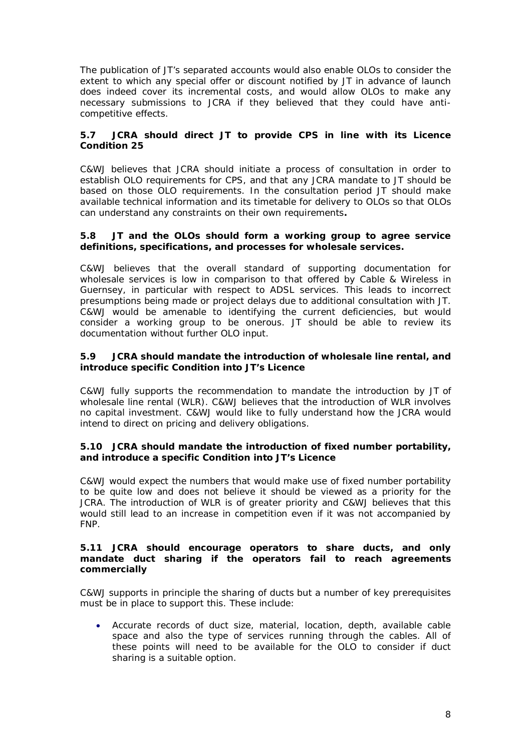The publication of JT's separated accounts would also enable OLOs to consider the extent to which any special offer or discount notified by JT in advance of launch does indeed cover its incremental costs, and would allow OLOs to make any necessary submissions to JCRA if they believed that they could have anti-competitive effects.

### 5.7 JCRA should direct JT to provide CPS in line with its Licence Condition 25

C&WJ believes that JCRA should initiate a process of consultation in order to establish OLO requirements for CPS, and that any JCRA mandate to JT should be based on those OLO requirements. In the consultation period JT should make available technical information and its timetable for delivery to OLOs so that OLOs can understand any constraints on their own requirements**.**

### 5.8 JT and the OLOs should form a working group to agree service definitions, specifications, and processes for wholesale services.

C&WJ believes that the overall standard of supporting documentation for wholesale services is low in comparison to that offered by Cable & Wireless in Guernsey, in particular with respect to ADSL services. This leads to incorrect presumptions being made or project delays due to additional consultation with JT. C&WJ would be amenable to identifying the current deficiencies, but would consider a working group to be onerous. JT should be able to review its documentation without further OLO input.

### 5.9 JCRA should mandate the introduction of wholesale line rental, and introduce specific Condition into JT's Licence

C&WJ fully supports the recommendation to mandate the introduction by JT of wholesale line rental (WLR). C&WJ believes that the introduction of WLR involves no capital investment. C&WJ would like to fully understand how the JCRA would intend to direct on pricing and delivery obligations.

### 5.10 JCRA should mandate the introduction of fixed number portability, and introduce a specific Condition into JT's Licence

C&WJ would expect the numbers that would make use of fixed number portability to be quite low and does not believe it should be viewed as a priority for the JCRA. The introduction of WLR is of greater priority and C&WJ believes that this would still lead to an increase in competition even if it was not accompanied by FNP.

### 5.11 JCRA should encourage operators to share ducts, and only mandate duct sharing if the operators fail to reach agreements commercially

C&WJ supports in principle the sharing of ducts but a number of key prerequisites must be in place to support this. These include:

- Accurate records of duct size, material, location, depth, available cable space and also the type of services running through the cables. All of these points will need to be available for the OLO to consider if duct sharing is a suitable option.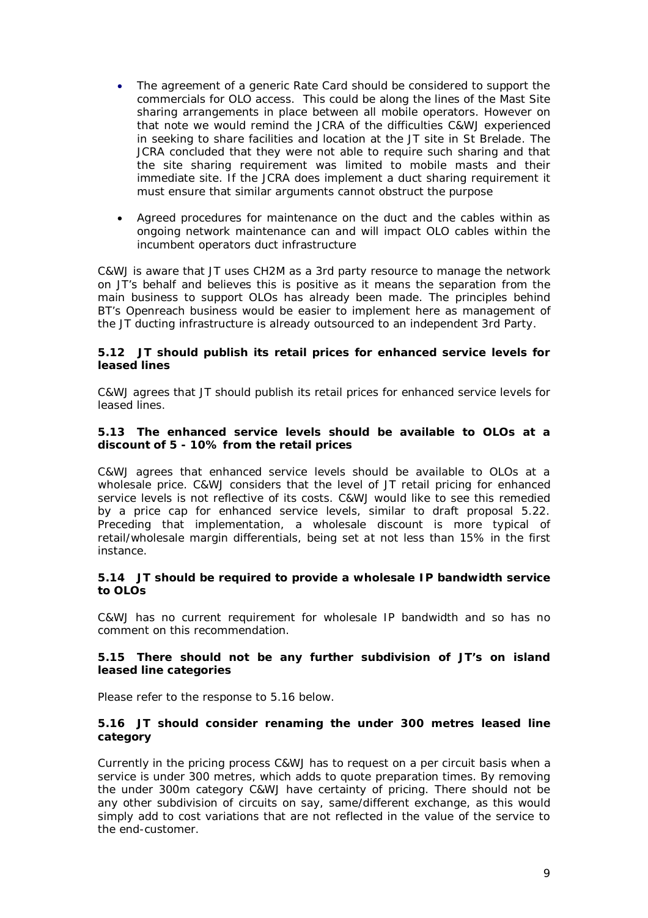- The agreement of a generic Rate Card should be considered to support the commercials for OLO access. This could be along the lines of the Mast Site sharing arrangements in place between all mobile operators. However on that note we would remind the JCRA of the difficulties C&WJ experienced in seeking to share facilities and location at the JT site in St Brelade. The JCRA concluded that they were not able to require such sharing and that the site sharing requirement was limited to mobile masts and their immediate site. If the JCRA does implement a duct sharing requirement it must ensure that similar arguments cannot obstruct the purpose
- Agreed procedures for maintenance on the duct and the cables within as ongoing network maintenance can and will impact OLO cables within the incumbent operators duct infrastructure

C&WJ is aware that JT uses CH2M as a 3rd party resource to manage the network on JT's behalf and believes this is positive as it means the separation from the main business to support OLOs has already been made. The principles behind BT's Openreach business would be easier to implement here as management of the JT ducting infrastructure is already outsourced to an independent 3rd Party.

**5.12 JT should publish its retail prices for enhanced service levels for leased lines**

C&WJ agrees that JT should publish its retail prices for enhanced service levels for leased lines.

**5.13 The enhanced service levels should be available to OLOs at a discount of 5 - 10% from the retail prices**

C&WJ agrees that enhanced service levels should be available to OLOs at a wholesale price. C&WJ considers that the level of JT retail pricing for enhanced service levels is not reflective of its costs. C&WJ would like to see this remedied by a price cap for enhanced service levels, similar to draft proposal 5.22. Preceding that implementation, a wholesale discount is more typical of retail/wholesale margin differentials, being set at not less than 15% in the first instance.

**5.14 JT should be required to provide a wholesale IP bandwidth service to OLOs**

C&WJ has no current requirement for wholesale IP bandwidth and so has no comment on this recommendation.

**5.15 There should not be any further subdivision of JT's on island leased line categories**

Please refer to the response to 5.16 below.

**5.16 JT should consider renaming the under 300 metres leased line category**

Currently in the pricing process C&WJ has to request on a per circuit basis when a service is under 300 metres, which adds to quote preparation times. By removing the under 300m category C&WJ have certainty of pricing. There should not be any other subdivision of circuits on say, same/different exchange, as this would simply add to cost variations that are not reflected in the value of the service to the end-customer.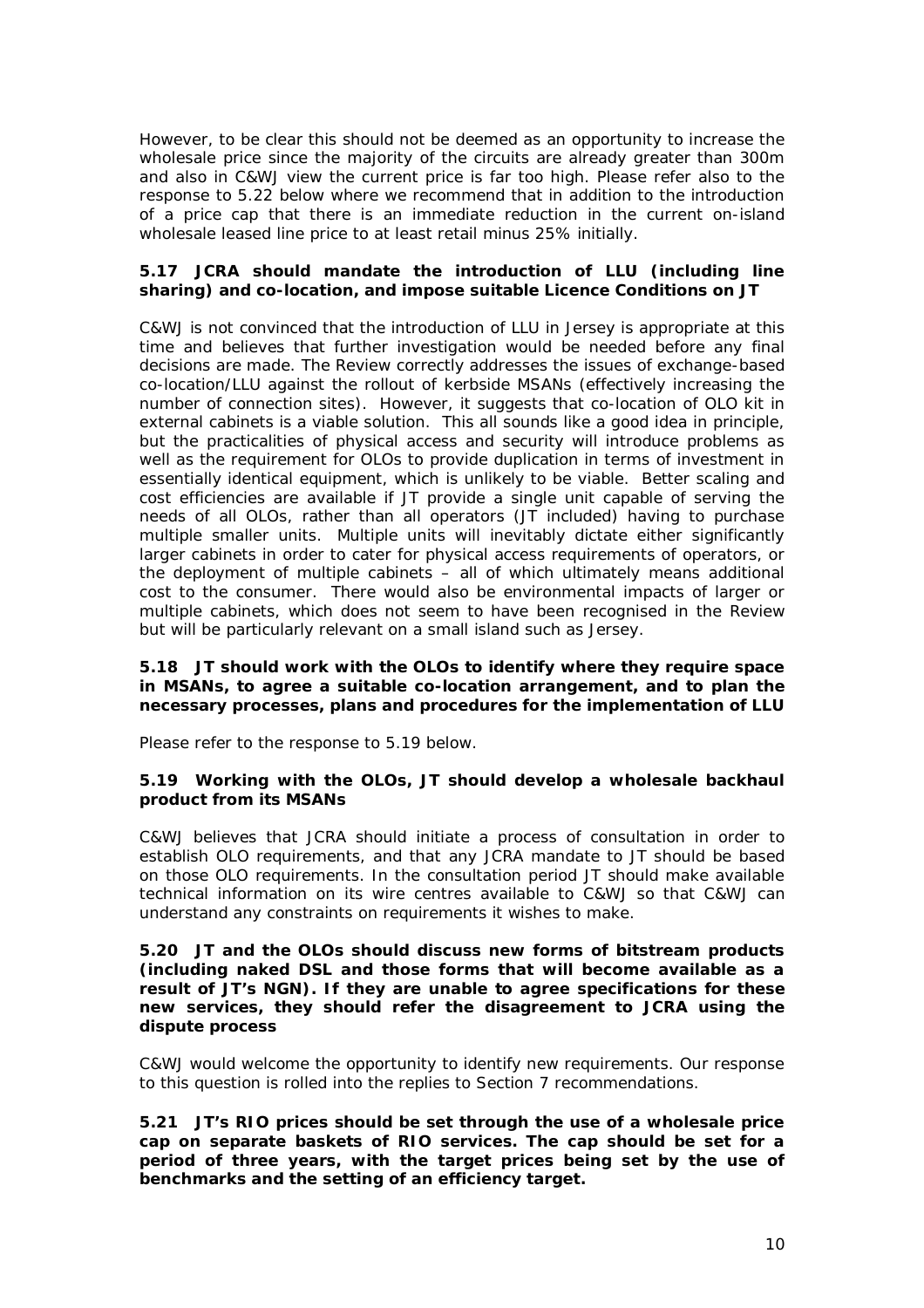However, to be clear this should not be deemed as an opportunity to increase the wholesale price since the majority of the circuits are already greater than 300m and also in C&WJ view the current price is far too high. Please refer also to the response to 5.22 below where we recommend that in addition to the introduction of a price cap that there is an immediate reduction in the current on-island wholesale leased line price to at least retail minus 25% initially.

**5.17 JCRA should mandate the introduction of LLU (including line sharing) and co-location, and impose suitable Licence Conditions on JT**

C&WJ is not convinced that the introduction of LLU in Jersey is appropriate at this time and believes that further investigation would be needed before any final decisions are made. The Review correctly addresses the issues of exchange-based co-location/LLU against the rollout of kerbside MSANs (effectively increasing the number of connection sites). However, it suggests that co-location of OLO kit in external cabinets is a viable solution. This all sounds like a good idea in principle, but the practicalities of physical access and security will introduce problems as well as the requirement for OLOs to provide duplication in terms of investment in essentially identical equipment, which is unlikely to be viable. Better scaling and cost efficiencies are available if JT provide a single unit capable of serving the needs of all OLOs, rather than all operators (JT included) having to purchase multiple smaller units. Multiple units will inevitably dictate either significantly larger cabinets in order to cater for physical access requirements of operators, or the deployment of multiple cabinets – all of which ultimately means additional cost to the consumer. There would also be environmental impacts of larger or multiple cabinets, which does not seem to have been recognised in the Review but will be particularly relevant on a small island such as Jersey.

**5.18 JT should work with the OLOs to identify where they require space in MSANs, to agree a suitable co-location arrangement, and to plan the necessary processes, plans and procedures for the implementation of LLU**

Please refer to the response to 5.19 below.

**5.19 Working with the OLOs, JT should develop a wholesale backhaul product from its MSANs**

C&WJ believes that JCRA should initiate a process of consultation in order to establish OLO requirements, and that any JCRA mandate to JT should be based on those OLO requirements. In the consultation period JT should make available technical information on its wire centres available to C&WJ so that C&WJ can understand any constraints on requirements it wishes to make.

**5.20 JT and the OLOs should discuss new forms of bitstream products (including naked DSL and those forms that will become available as a result of JT's NGN). If they are unable to agree specifications for these new services, they should refer the disagreement to JCRA using the dispute process**

C&WJ would welcome the opportunity to identify new requirements. Our response to this question is rolled into the replies to Section 7 recommendations.

**5.21 JT's RIO prices should be set through the use of a wholesale price cap on separate baskets of RIO services. The cap should be set for a period of three years, with the target prices being set by the use of benchmarks and the setting of an efficiency target.**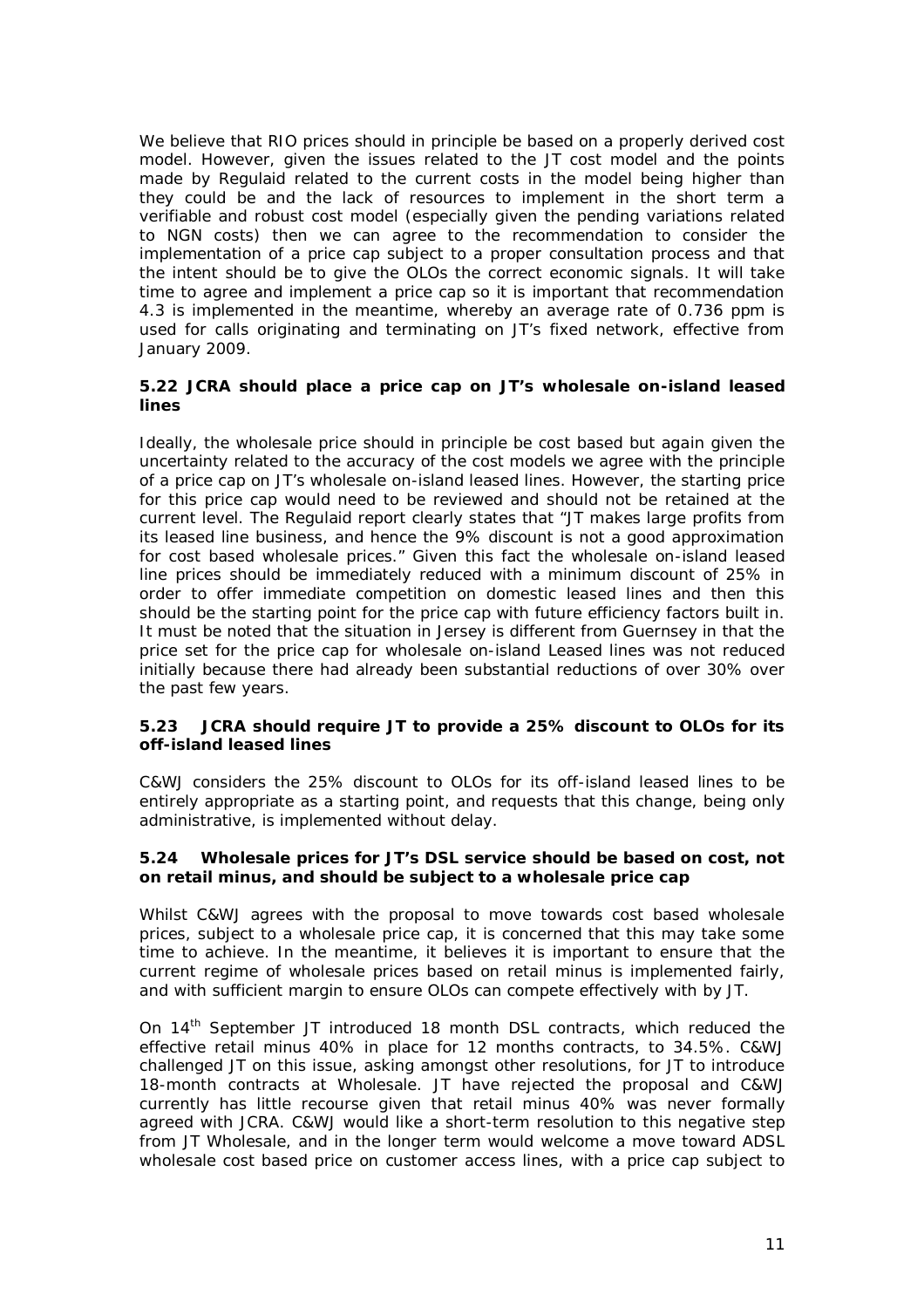We believe that RIO prices should in principle be based on a properly derived cost model. However, given the issues related to the JT cost model and the points made by Regulaid related to the current costs in the model being higher than they could be and the lack of resources to implement in the short term a verifiable and robust cost model (especially given the pending variations related to NGN costs) then we can agree to the recommendation to consider the implementation of a price cap subject to a proper consultation process and that the intent should be to give the OLOs the correct economic signals. It will take time to agree and implement a price cap so it is important that recommendation 4.3 is implemented in the meantime, whereby an average rate of 0.736 ppm is used for calls originating and terminating on JT's fixed network, effective from January 2009.

**5.22 JCRA should place a price cap on JT's wholesale on-island leased lines**

Ideally, the wholesale price should in principle be cost based but again given the uncertainty related to the accuracy of the cost models we agree with the principle of a price cap on JT's wholesale on-island leased lines. However, the starting price for this price cap would need to be reviewed and should not be retained at the current level. The Regulaid report clearly states that "JT makes large profits from its leased line business, and hence the 9% discount is not a good approximation for cost based wholesale prices." Given this fact the wholesale on-island leased line prices should be immediately reduced with a minimum discount of 25% in order to offer immediate competition on domestic leased lines and then this should be the starting point for the price cap with future efficiency factors built in. It must be noted that the situation in Jersey is different from Guernsey in that the price set for the price cap for wholesale on-island Leased lines was not reduced initially because there had already been substantial reductions of over 30% over the past few years.

**5.23 JCRA should require JT to provide a 25% discount to OLOs for its off-island leased lines**

C&WJ considers the 25% discount to OLOs for its off-island leased lines to be entirely appropriate as a starting point, and requests that this change, being only administrative, is implemented without delay.

**5.24 Wholesale prices for JT's DSL service should be based on cost, not on retail minus, and should be subject to a wholesale price cap**

Whilst C&WJ agrees with the proposal to move towards cost based wholesale prices, subject to a wholesale price cap, it is concerned that this may take some time to achieve. In the meantime, it believes it is important to ensure that the current regime of wholesale prices based on retail minus is implemented fairly, and with sufficient margin to ensure OLOs can compete effectively with by JT.

On 14th September JT introduced 18 month DSL contracts, which reduced the effective retail minus 40% in place for 12 months contracts, to 34.5%. C&WJ challenged JT on this issue, asking amongst other resolutions, for JT to introduce 18-month contracts at Wholesale. JT have rejected the proposal and C&WJ currently has little recourse given that retail minus 40% was never formally agreed with JCRA. C&WJ would like a short-term resolution to this negative step from JT Wholesale, and in the longer term would welcome a move toward ADSL wholesale cost based price on customer access lines, with a price cap subject to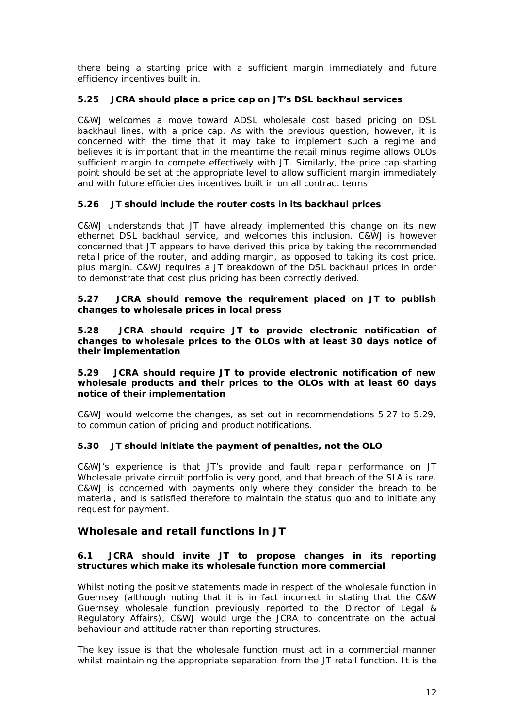there being a starting price with a sufficient margin immediately and future efficiency incentives built in.

### 5.25 JCRA should place a price cap on JT's DSL backhaul services

C&WJ welcomes a move toward ADSL wholesale cost based pricing on DSL backhaul lines, with a price cap. As with the previous question, however, it is concerned with the time that it may take to implement such a regime and believes it is important that in the meantime the retail minus regime allows OLOs sufficient margin to compete effectively with JT. Similarly, the price cap starting point should be set at the appropriate level to allow sufficient margin immediately and with future efficiencies incentives built in on all contract terms.

### 5.26 JT should include the router costs in its backhaul prices

C&WJ understands that JT have already implemented this change on its new ethernet DSL backhaul service, and welcomes this inclusion. C&WJ is however concerned that JT appears to have derived this price by taking the recommended retail price of the router, and adding margin, as opposed to taking its cost price, plus margin. C&WJ requires a JT breakdown of the DSL backhaul prices in order to demonstrate that cost plus pricing has been correctly derived.

### 5.27 JCRA should remove the requirement placed on JT to publish changes to wholesale prices in local press

### 5.28 JCRA should require JT to provide electronic notification of changes to wholesale prices to the OLOs with at least 30 days notice of their implementation

### 5.29 JCRA should require JT to provide electronic notification of new wholesale products and their prices to the OLOs with at least 60 days notice of their implementation

C&WJ would welcome the changes, as set out in recommendations 5.27 to 5.29, to communication of pricing and product notifications.

### 5.30 JT should initiate the payment of penalties, not the OLO

C&WJ's experience is that JT's provide and fault repair performance on JT Wholesale private circuit portfolio is very good, and that breach of the SLA is rare. C&WJ is concerned with payments only where they consider the breach to be material, and is satisfied therefore to maintain the status quo and to initiate any request for payment.

## Wholesale and retail functions in JT

### 6.1 JCRA should invite JT to propose changes in its reporting structures which make its wholesale function more commercial

Whilst noting the positive statements made in respect of the wholesale function in Guernsey (although noting that it is in fact incorrect in stating that the C&W Guernsey wholesale function previously reported to the Director of Legal & Regulatory Affairs), C&WJ would urge the JCRA to concentrate on the actual behaviour and attitude rather than reporting structures.

The key issue is that the wholesale function must act in a commercial manner whilst maintaining the appropriate separation from the JT retail function. It is the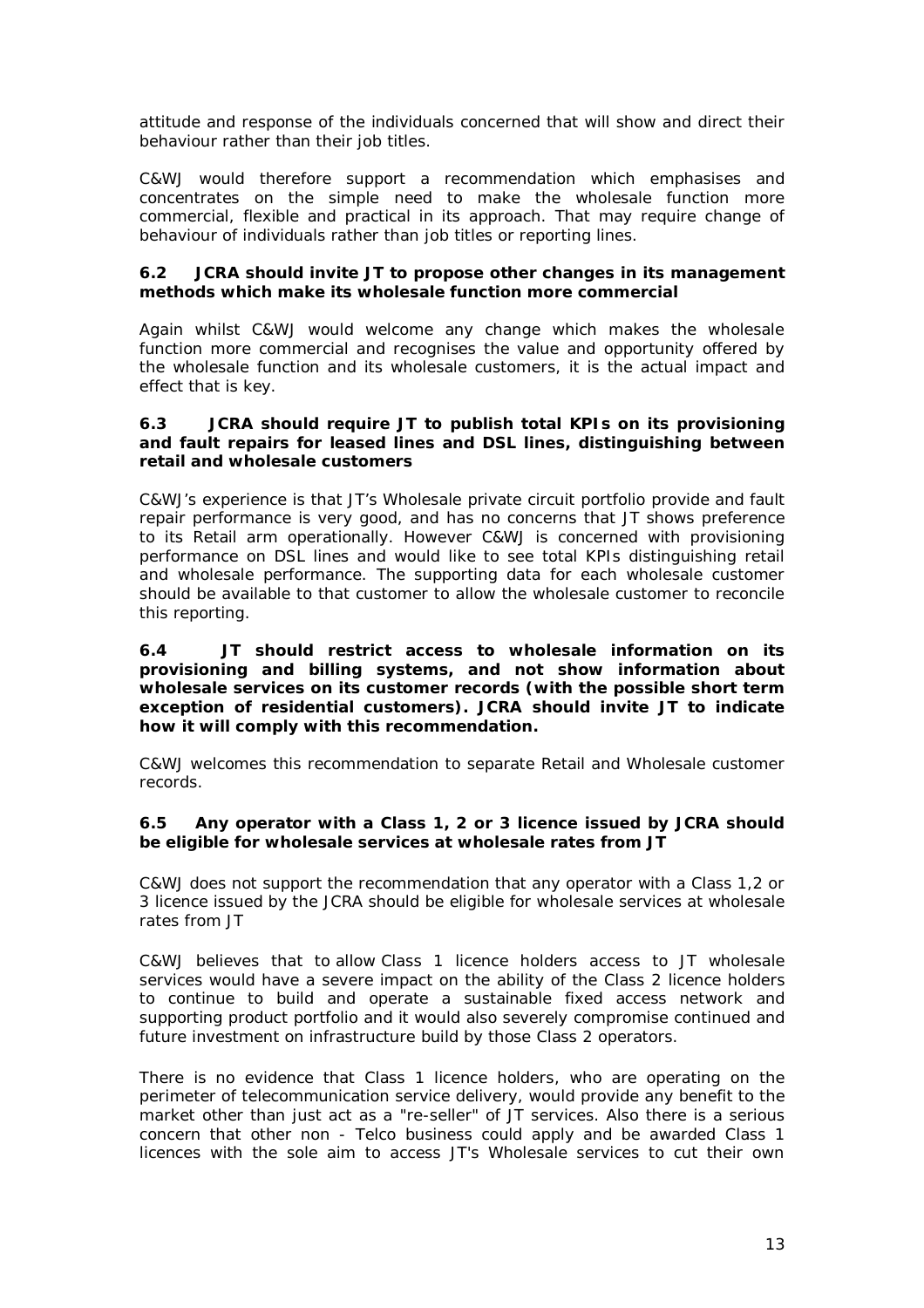attitude and response of the individuals concerned that will show and direct their behaviour rather than their job titles.

C&WJ would therefore support a recommendation which emphasises and concentrates on the simple need to make the wholesale function more commercial, flexible and practical in its approach. That may require change of behaviour of individuals rather than job titles or reporting lines.

**6.2 JCRA should invite JT to propose other changes in its management methods which make its wholesale function more commercial**

Again whilst C&WJ would welcome any change which makes the wholesale function more commercial and recognises the value and opportunity offered by the wholesale function and its wholesale customers, it is the actual impact and effect that is key.

**6.3 JCRA should require JT to publish total KPIs on its provisioning and fault repairs for leased lines and DSL lines, distinguishing between retail and wholesale customers**

C&WJ's experience is that JT's Wholesale private circuit portfolio provide and fault repair performance is very good, and has no concerns that JT shows preference to its Retail arm operationally. However C&WJ is concerned with provisioning performance on DSL lines and would like to see total KPIs distinguishing retail and wholesale performance. The supporting data for each wholesale customer should be available to that customer to allow the wholesale customer to reconcile this reporting.

**6.4 JT should restrict access to wholesale information on its provisioning and billing systems, and not show information about wholesale services on its customer records (with the possible short term exception of residential customers). JCRA should invite JT to indicate how it will comply with this recommendation.**

C&WJ welcomes this recommendation to separate Retail and Wholesale customer records.

**6.5 Any operator with a Class 1, 2 or 3 licence issued by JCRA should be eligible for wholesale services at wholesale rates from JT**

C&WJ does not support the recommendation that any operator with a Class 1,2 or 3 licence issued by the JCRA should be eligible for wholesale services at wholesale rates from JT

C&WJ believes that to allow Class 1 licence holders access to JT wholesale services would have a severe impact on the ability of the Class 2 licence holders to continue to build and operate a sustainable fixed access network and supporting product portfolio and it would also severely compromise continued and future investment on infrastructure build by those Class 2 operators.

There is no evidence that Class 1 licence holders, who are operating on the perimeter of telecommunication service delivery, would provide any benefit to the market other than just act as a "re-seller" of JT services. Also there is a serious concern that other non - Telco business could apply and be awarded Class 1 licences with the sole aim to access JT's Wholesale services to cut their own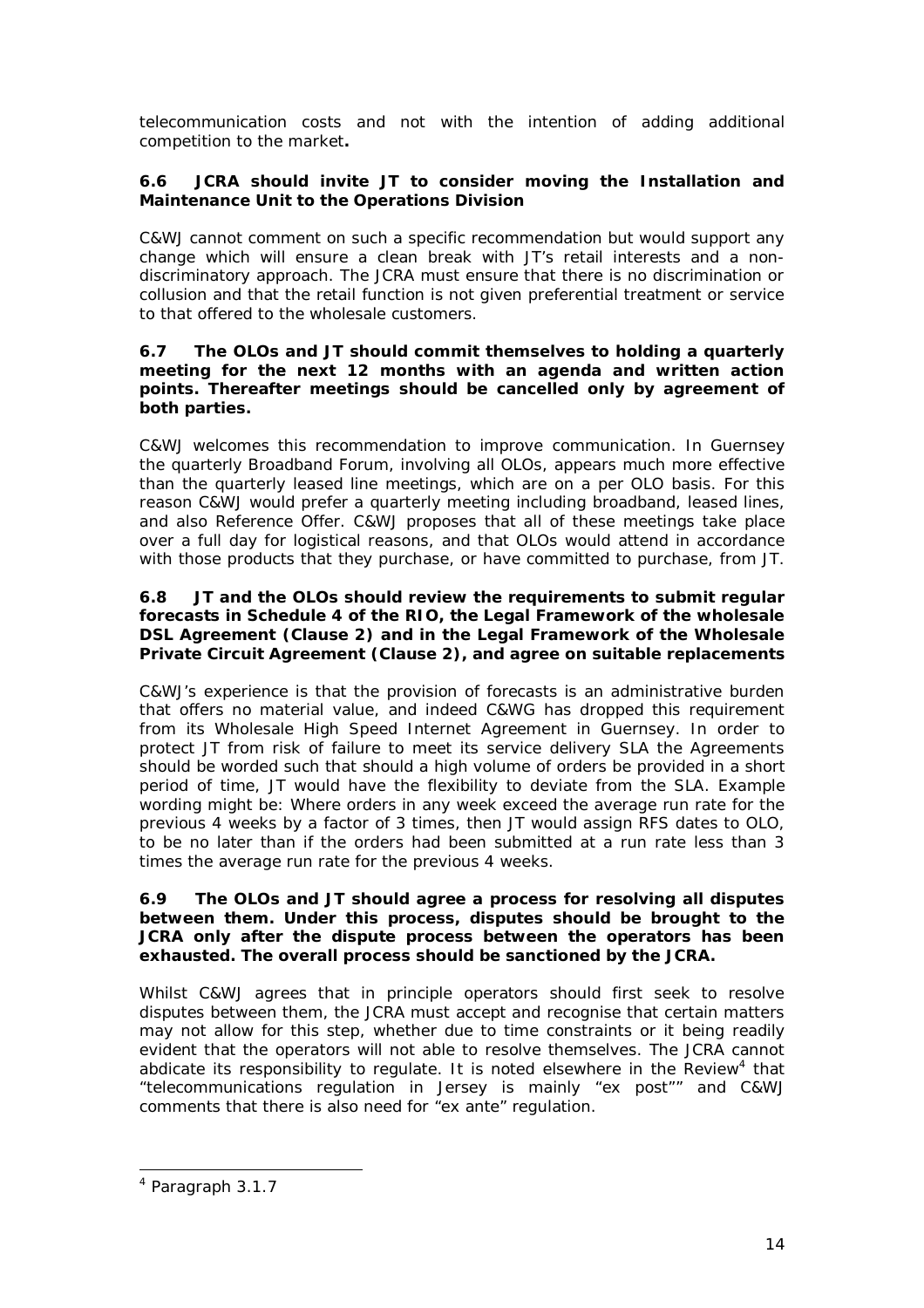telecommunication costs and not with the intention of adding additional competition to the market**.**

### 6.6 JCRA should invite JT to consider moving the Installation and Maintenance Unit to the Operations Division

C&WJ cannot comment on such a specific recommendation but would support any change which will ensure a clean break with JT's retail interests and a non-discriminatory approach. The JCRA must ensure that there is no discrimination or collusion and that the retail function is not given preferential treatment or service to that offered to the wholesale customers.

### 6.7 The OLOs and JT should commit themselves to holding a quarterly meeting for the next 12 months with an agenda and written action points. Thereafter meetings should be cancelled only by agreement of both parties.

C&WJ welcomes this recommendation to improve communication. In Guernsey the quarterly Broadband Forum, involving all OLOs, appears much more effective than the quarterly leased line meetings, which are on a per OLO basis. For this reason C&WJ would prefer a quarterly meeting including broadband, leased lines, and also Reference Offer. C&WJ proposes that all of these meetings take place over a full day for logistical reasons, and that OLOs would attend in accordance with those products that they purchase, or have committed to purchase, from JT.

### 6.8 JT and the OLOs should review the requirements to submit regular forecasts in Schedule 4 of the RIO, the Legal Framework of the wholesale DSL Agreement (Clause 2) and in the Legal Framework of the Wholesale Private Circuit Agreement (Clause 2), and agree on suitable replacements

C&WJ's experience is that the provision of forecasts is an administrative burden that offers no material value, and indeed C&WG has dropped this requirement from its Wholesale High Speed Internet Agreement in Guernsey. In order to protect JT from risk of failure to meet its service delivery SLA the Agreements should be worded such that should a high volume of orders be provided in a short period of time, JT would have the flexibility to deviate from the SLA. Example wording might be: Where orders in any week exceed the average run rate for the previous 4 weeks by a factor of 3 times, then JT would assign RFS dates to OLO, to be no later than if the orders had been submitted at a run rate less than 3 times the average run rate for the previous 4 weeks.

### 6.9 The OLOs and JT should agree a process for resolving all disputes between them. Under this process, disputes should be brought to the JCRA only after the dispute process between the operators has been exhausted. The overall process should be sanctioned by the JCRA.

Whilst C&WJ agrees that in principle operators should first seek to resolve disputes between them, the JCRA must accept and recognise that certain matters may not allow for this step, whether due to time constraints or it being readily evident that the operators will not able to resolve themselves. The JCRA cannot abdicate its responsibility to regulate. It is noted elsewhere in the Review[4] that "telecommunications regulation in Jersey is mainly "ex post"" and C&WJ comments that there is also need for "ex ante" regulation.

---

[4] Paragraph 3.1.7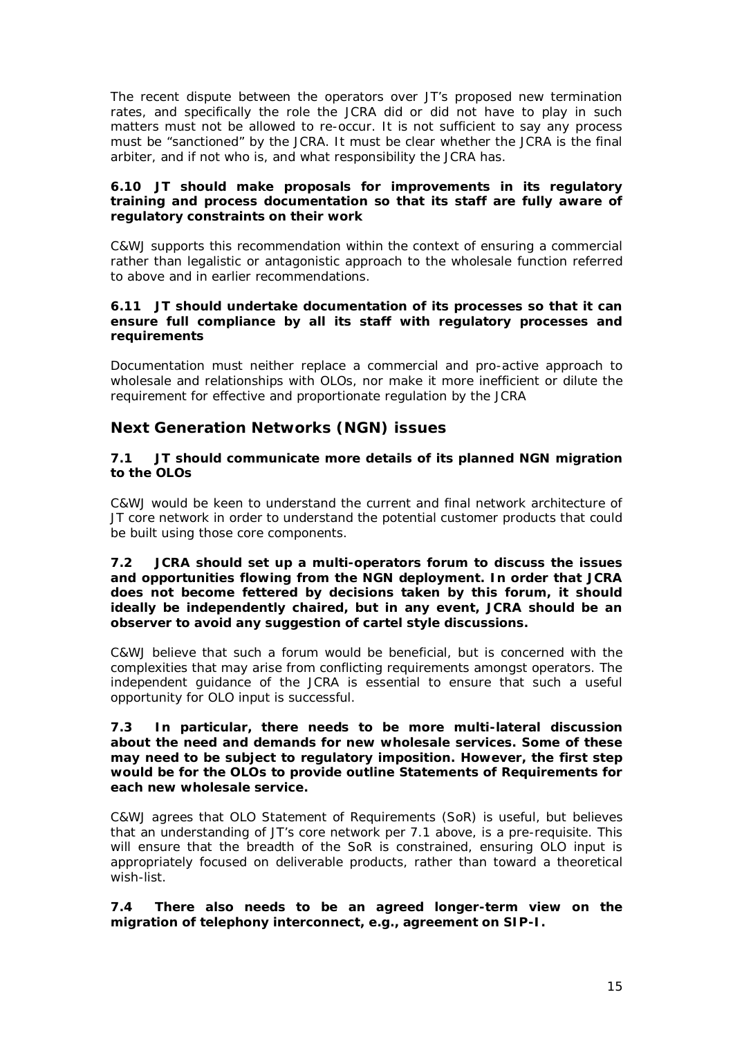The recent dispute between the operators over JT's proposed new termination rates, and specifically the role the JCRA did or did not have to play in such matters must not be allowed to re-occur. It is not sufficient to say any process must be "sanctioned" by the JCRA. It must be clear whether the JCRA is the final arbiter, and if not who is, and what responsibility the JCRA has.

**6.10 JT should make proposals for improvements in its regulatory training and process documentation so that its staff are fully aware of regulatory constraints on their work**

C&WJ supports this recommendation within the context of ensuring a commercial rather than legalistic or antagonistic approach to the wholesale function referred to above and in earlier recommendations.

**6.11 JT should undertake documentation of its processes so that it can ensure full compliance by all its staff with regulatory processes and requirements**

Documentation must neither replace a commercial and pro-active approach to wholesale and relationships with OLOs, nor make it more inefficient or dilute the requirement for effective and proportionate regulation by the JCRA

## Next Generation Networks (NGN) issues

**7.1 JT should communicate more details of its planned NGN migration to the OLOs**

C&WJ would be keen to understand the current and final network architecture of JT core network in order to understand the potential customer products that could be built using those core components.

**7.2 JCRA should set up a multi-operators forum to discuss the issues and opportunities flowing from the NGN deployment. In order that JCRA does not become fettered by decisions taken by this forum, it should ideally be independently chaired, but in any event, JCRA should be an observer to avoid any suggestion of cartel style discussions.**

C&WJ believe that such a forum would be beneficial, but is concerned with the complexities that may arise from conflicting requirements amongst operators. The independent guidance of the JCRA is essential to ensure that such a useful opportunity for OLO input is successful.

**7.3 In particular, there needs to be more multi-lateral discussion about the need and demands for new wholesale services. Some of these may need to be subject to regulatory imposition. However, the first step would be for the OLOs to provide outline Statements of Requirements for each new wholesale service.**

C&WJ agrees that OLO Statement of Requirements (SoR) is useful, but believes that an understanding of JT's core network per 7.1 above, is a pre-requisite. This will ensure that the breadth of the SoR is constrained, ensuring OLO input is appropriately focused on deliverable products, rather than toward a theoretical wish-list.

**7.4 There also needs to be an agreed longer-term view on the migration of telephony interconnect, e.g., agreement on SIP-I.**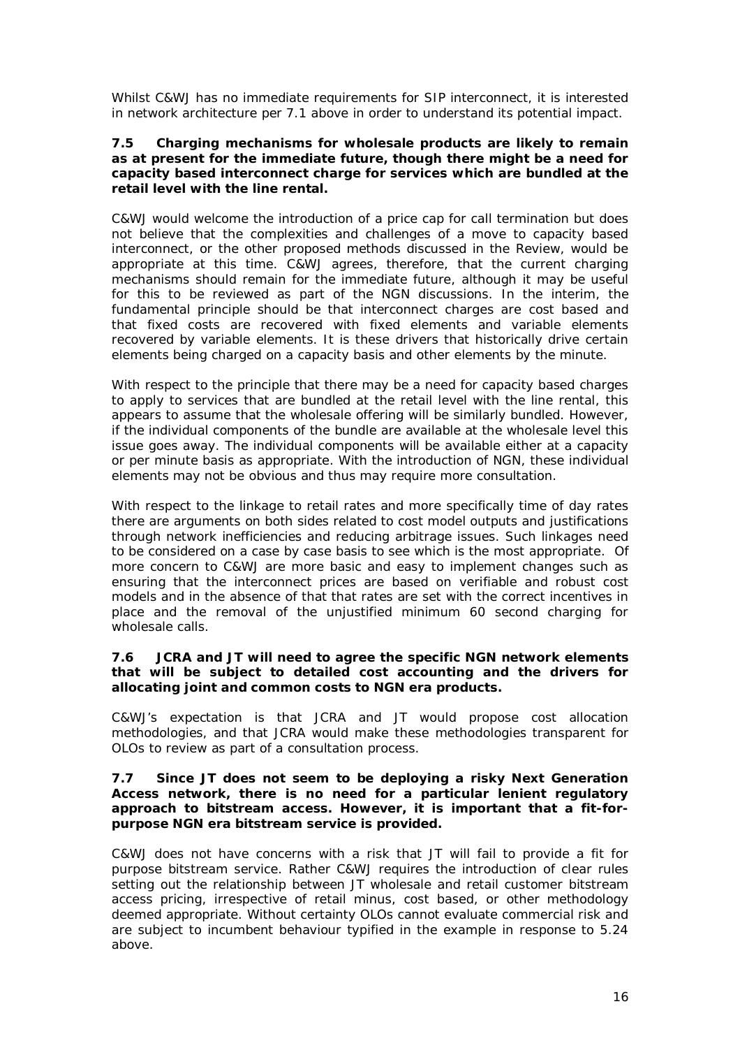Whilst C&WJ has no immediate requirements for SIP interconnect, it is interested in network architecture per 7.1 above in order to understand its potential impact.

**7.5 Charging mechanisms for wholesale products are likely to remain as at present for the immediate future, though there might be a need for capacity based interconnect charge for services which are bundled at the retail level with the line rental.**

C&WJ would welcome the introduction of a price cap for call termination but does not believe that the complexities and challenges of a move to capacity based interconnect, or the other proposed methods discussed in the Review, would be appropriate at this time. C&WJ agrees, therefore, that the current charging mechanisms should remain for the immediate future, although it may be useful for this to be reviewed as part of the NGN discussions. In the interim, the fundamental principle should be that interconnect charges are cost based and that fixed costs are recovered with fixed elements and variable elements recovered by variable elements. It is these drivers that historically drive certain elements being charged on a capacity basis and other elements by the minute.

With respect to the principle that there may be a need for capacity based charges to apply to services that are bundled at the retail level with the line rental, this appears to assume that the wholesale offering will be similarly bundled. However, if the individual components of the bundle are available at the wholesale level this issue goes away. The individual components will be available either at a capacity or per minute basis as appropriate. With the introduction of NGN, these individual elements may not be obvious and thus may require more consultation.

With respect to the linkage to retail rates and more specifically time of day rates there are arguments on both sides related to cost model outputs and justifications through network inefficiencies and reducing arbitrage issues. Such linkages need to be considered on a case by case basis to see which is the most appropriate. Of more concern to C&WJ are more basic and easy to implement changes such as ensuring that the interconnect prices are based on verifiable and robust cost models and in the absence of that that rates are set with the correct incentives in place and the removal of the unjustified minimum 60 second charging for wholesale calls.

**7.6 JCRA and JT will need to agree the specific NGN network elements that will be subject to detailed cost accounting and the drivers for allocating joint and common costs to NGN era products.**

C&WJ's expectation is that JCRA and JT would propose cost allocation methodologies, and that JCRA would make these methodologies transparent for OLOs to review as part of a consultation process.

**7.7 Since JT does not seem to be deploying a risky Next Generation Access network, there is no need for a particular lenient regulatory approach to bitstream access. However, it is important that a fit-for-purpose NGN era bitstream service is provided.**

C&WJ does not have concerns with a risk that JT will fail to provide a fit for purpose bitstream service. Rather C&WJ requires the introduction of clear rules setting out the relationship between JT wholesale and retail customer bitstream access pricing, irrespective of retail minus, cost based, or other methodology deemed appropriate. Without certainty OLOs cannot evaluate commercial risk and are subject to incumbent behaviour typified in the example in response to 5.24 above.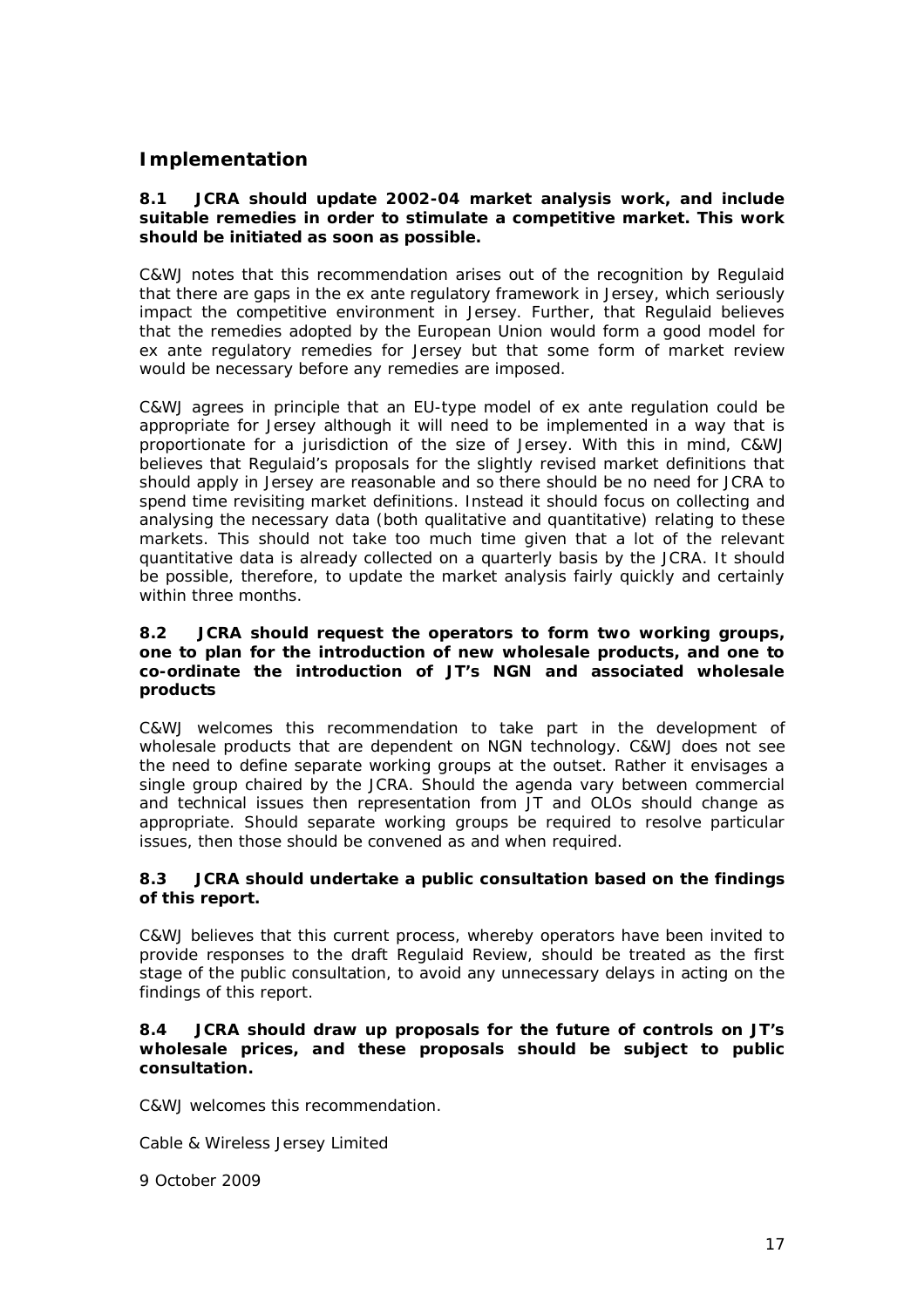## Implementation

**8.1 JCRA should update 2002-04 market analysis work, and include suitable remedies in order to stimulate a competitive market. This work should be initiated as soon as possible.**

C&WJ notes that this recommendation arises out of the recognition by Regulaid that there are gaps in the ex ante regulatory framework in Jersey, which seriously impact the competitive environment in Jersey. Further, that Regulaid believes that the remedies adopted by the European Union would form a good model for ex ante regulatory remedies for Jersey but that some form of market review would be necessary before any remedies are imposed.

C&WJ agrees in principle that an EU-type model of ex ante regulation could be appropriate for Jersey although it will need to be implemented in a way that is proportionate for a jurisdiction of the size of Jersey. With this in mind, C&WJ believes that Regulaid's proposals for the slightly revised market definitions that should apply in Jersey are reasonable and so there should be no need for JCRA to spend time revisiting market definitions. Instead it should focus on collecting and analysing the necessary data (both qualitative and quantitative) relating to these markets. This should not take too much time given that a lot of the relevant quantitative data is already collected on a quarterly basis by the JCRA. It should be possible, therefore, to update the market analysis fairly quickly and certainly within three months.

**8.2 JCRA should request the operators to form two working groups, one to plan for the introduction of new wholesale products, and one to co-ordinate the introduction of JT's NGN and associated wholesale products**

C&WJ welcomes this recommendation to take part in the development of wholesale products that are dependent on NGN technology. C&WJ does not see the need to define separate working groups at the outset. Rather it envisages a single group chaired by the JCRA. Should the agenda vary between commercial and technical issues then representation from JT and OLOs should change as appropriate. Should separate working groups be required to resolve particular issues, then those should be convened as and when required.

**8.3 JCRA should undertake a public consultation based on the findings of this report.**

C&WJ believes that this current process, whereby operators have been invited to provide responses to the draft Regulaid Review, should be treated as the first stage of the public consultation, to avoid any unnecessary delays in acting on the findings of this report.

**8.4 JCRA should draw up proposals for the future of controls on JT's wholesale prices, and these proposals should be subject to public consultation.**

C&WJ welcomes this recommendation.

Cable & Wireless Jersey Limited

9 October 2009